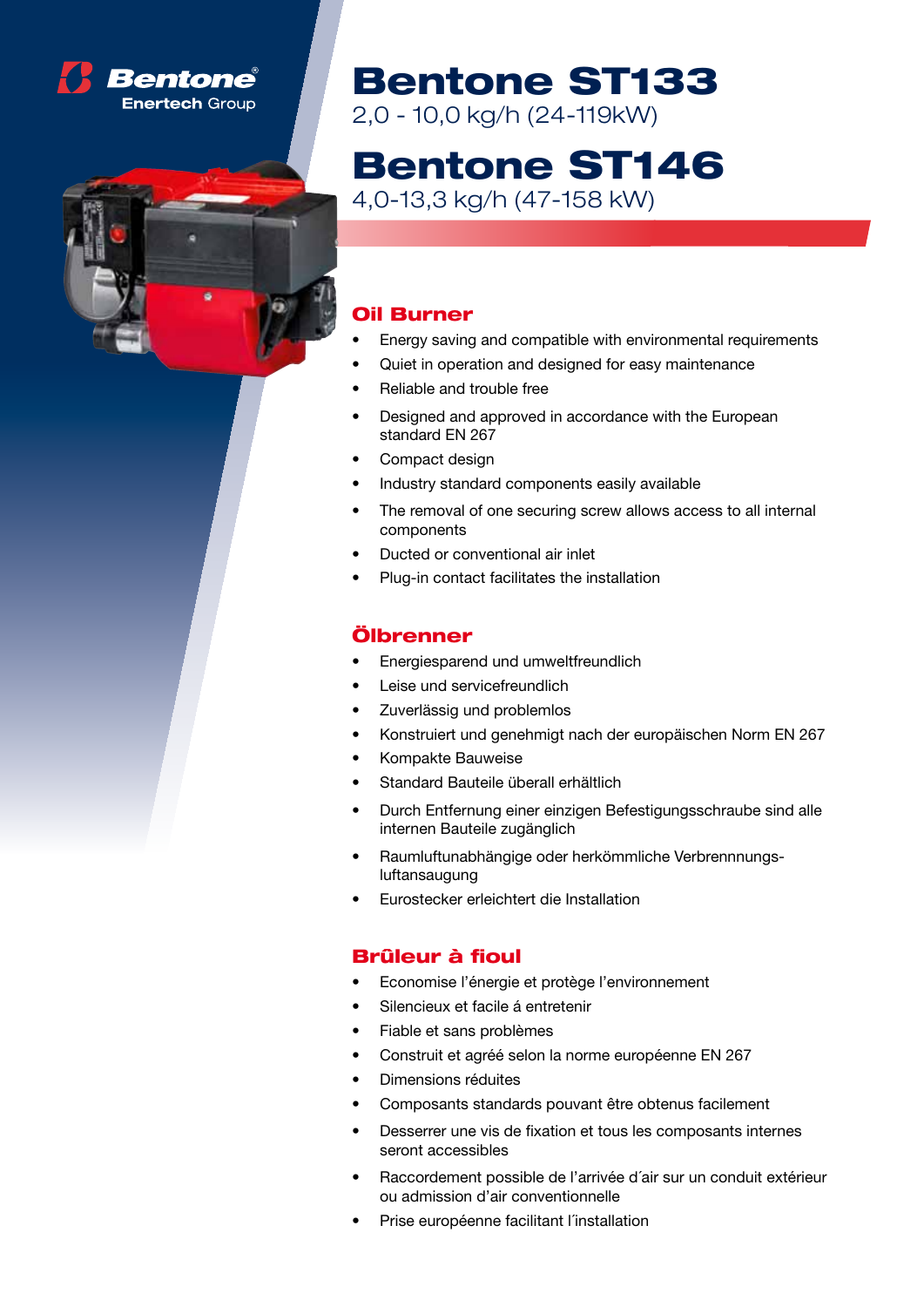Bentone®
Enertech Group

# Bentone ST133

2,0 - 10,0 kg/h (24-119kW)

# Bentone ST146

4,0-13,3 kg/h (47-158 kW)

## Oil Burner

- Energy saving and compatible with environmental requirements
- Quiet in operation and designed for easy maintenance
- Reliable and trouble free
- Designed and approved in accordance with the European standard EN 267
- Compact design
- Industry standard components easily available
- The removal of one securing screw allows access to all internal components
- Ducted or conventional air inlet
- Plug-in contact facilitates the installation

## Ölbrenner

- Energiesparend und umweltfreundlich
- Leise und servicefreundlich
- Zuverlässig und problemlos
- Konstruiert und genehmigt nach der europäischen Norm EN 267
- Kompakte Bauweise
- Standard Bauteile überall erhältlich
- Durch Entfernung einer einzigen Befestigungsschraube sind alle internen Bauteile zugänglich
- Raumluftunabhängige oder herkömmliche Verbrennnungs-luftansaugung
- Eurostecker erleichtert die Installation

## Brûleur à fioul

- Economise l'énergie et protège l'environnement
- Silencieux et facile á entretenir
- Fiable et sans problèmes
- Construit et agréé selon la norme européenne EN 267
- Dimensions réduites
- Composants standards pouvant être obtenus facilement
- Desserrer une vis de fixation et tous les composants internes seront accessibles
- Raccordement possible de l'arrivée d´air sur un conduit extérieur ou admission d'air conventionnelle
- Prise européenne facilitant l´installation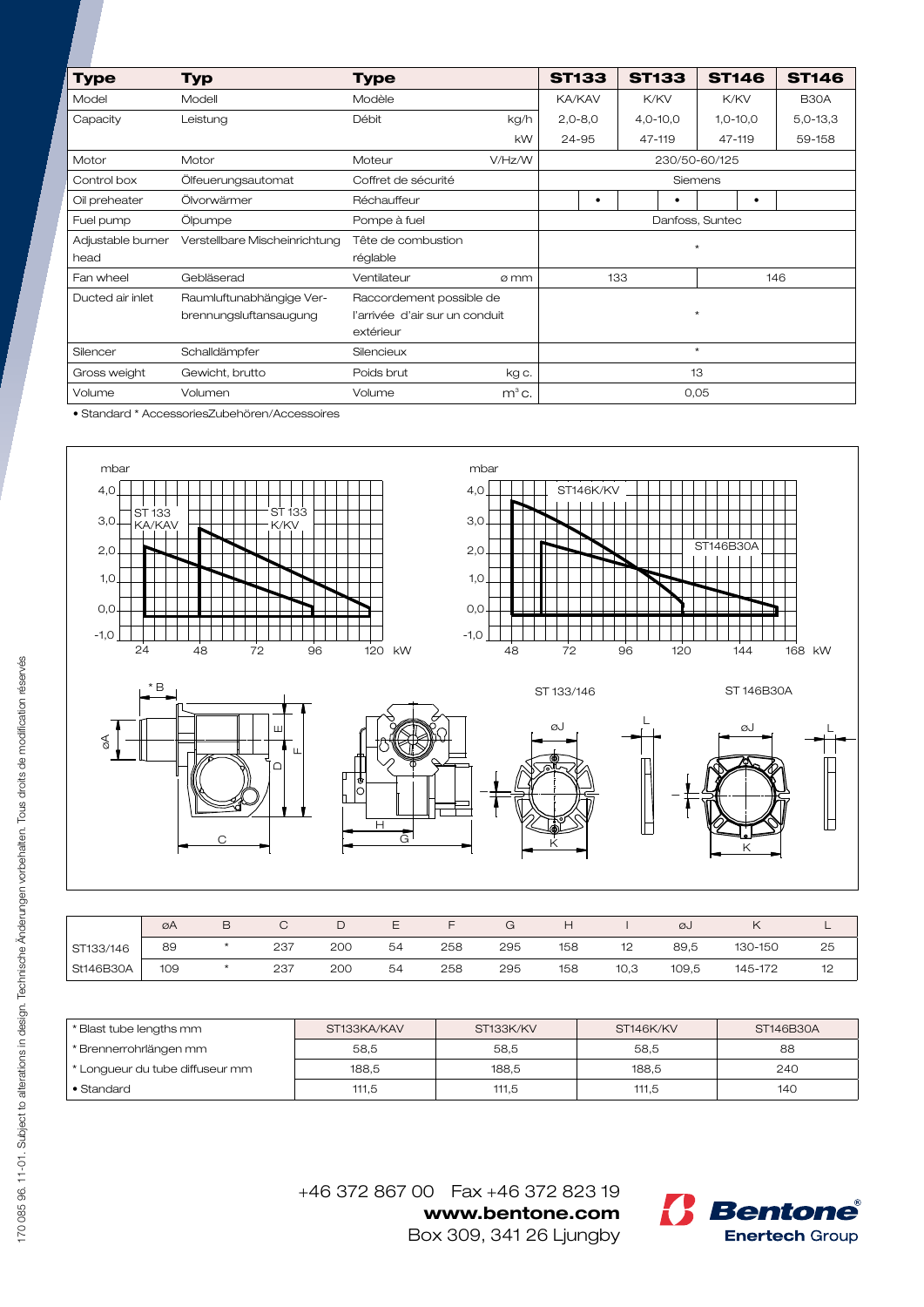| Type | Typ | Type | | ST133 | ST133 | ST146 | ST146 |
|---|---|---|---|---|---|---|---|
| Model | Modell | Modèle | | KA/KAV | K/KV | K/KV | B30A |
| Capacity | Leistung | Débit | kg/h | 2,0-8,0 | 4,0-10,0 | 1,0-10,0 | 5,0-13,3 |
| | | | kW | 24-95 | 47-119 | 47-119 | 59-158 |
| Motor | Motor | Moteur | V/Hz/W | 230/50-60/125 | | | |
| Control box | Ölfeuerungsautomat | Coffret de sécurité | | Siemens | | | |
| Oil preheater | Ölvorwärmer | Réchauffeur | | • | • | • | |
| Fuel pump | Ölpumpe | Pompe à fuel | | Danfoss, Suntec | | | |
| Adjustable burner head | Verstellbare Mischeinrichtung | Tête de combustion réglable | | * | | | |
| Fan wheel | Gebläserad | Ventilateur | ø mm | 133 | | 146 | |
| Ducted air inlet | Raumluftunabhängige Verbrennungsluftansaugung | Raccordement possible de l'arrivée d'air sur un conduit extérieur | | * | | | |
| Silencer | Schalldämpfer | Silencieux | | * | | | |
| Gross weight | Gewicht, brutto | Poids brut | kg c. | 13 | | | |
| Volume | Volumen | Volume | m³ c. | 0,05 | | | |

• Standard * AccessoriesZubehören/Accessoires

mbar
4,0
3,0
2,0
1,0
0,0
-1,0
ST 133 KA/KAV
ST 133 K/KV
24 48 72 96 120 kW

mbar
4,0
3,0
2,0
1,0
0,0
-1,0
ST146K/KV
ST146B30A
48 72 96 120 144 168 kW

*B øA E F D C H G
ST 133/146 øJ K L
ST 146B30A øJ K L

| | øA | B | C | D | E | F | G | H | I | øJ | K | L |
|---|---|---|---|---|---|---|---|---|---|---|---|---|
| ST133/146 | 89 | * | 237 | 200 | 54 | 258 | 295 | 158 | 12 | 89,5 | 130-150 | 25 |
| St146B30A | 109 | * | 237 | 200 | 54 | 258 | 295 | 158 | 10,3 | 109,5 | 145-172 | 12 |

| | ST133KA/KAV | ST133K/KV | ST146K/KV | ST146B30A |
|---|---|---|---|---|
| * Blast tube lengths mm | | | | |
| * Brennerrohrlängen mm | 58,5 | 58,5 | 58,5 | 88 |
| * Longueur du tube diffuseur mm | 188,5 | 188,5 | 188,5 | 240 |
| • Standard | 111,5 | 111,5 | 111,5 | 140 |

+46 372 867 00 Fax +46 372 823 19
**www.bentone.com**
Box 309, 341 26 Ljungby

**Bentone®**
Enertech Group

170 085 96. 11-01. Subject to alterations in design. Technische Änderungen vorbehalten. Tous droits de modification réservés